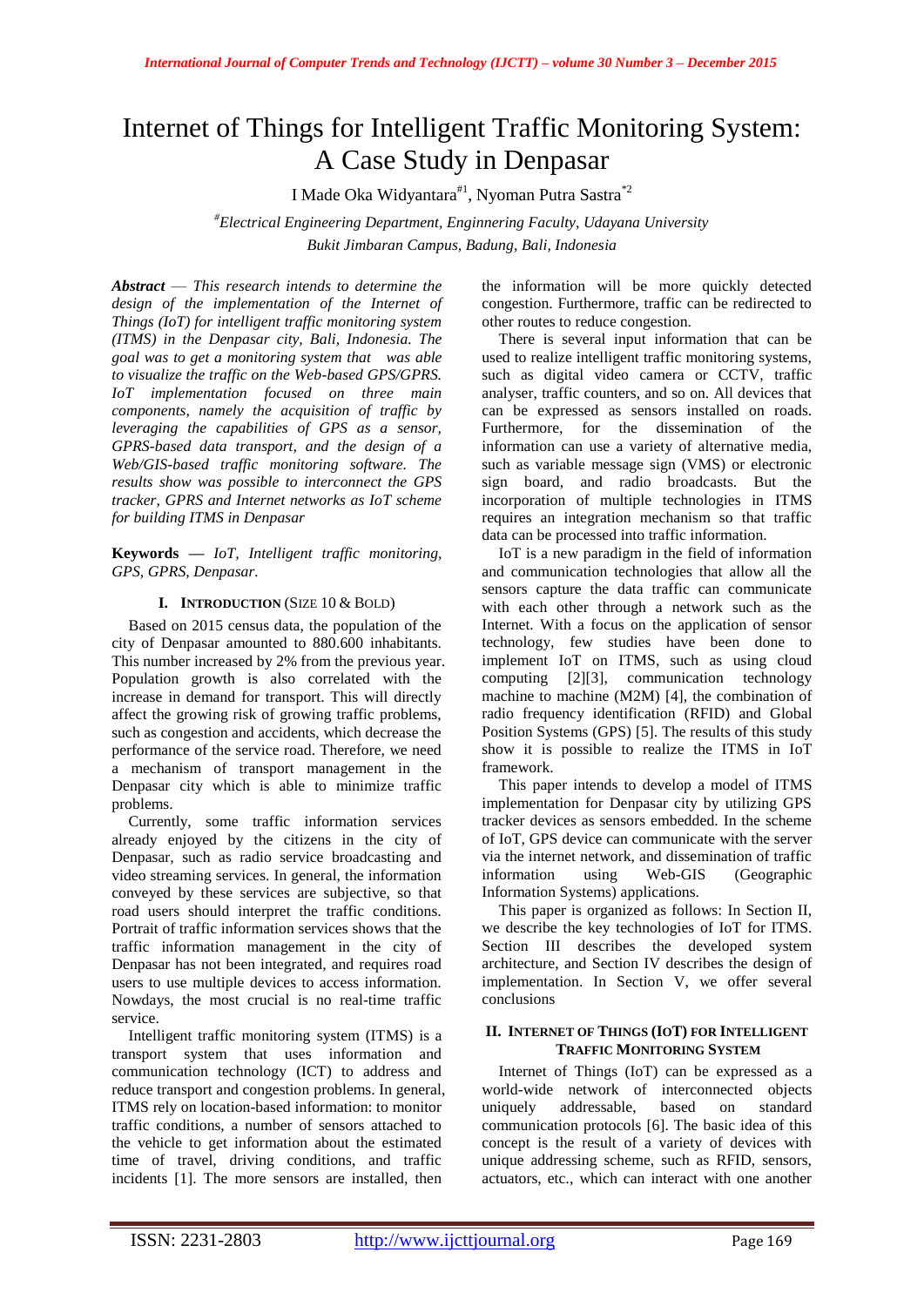# Internet of Things for Intelligent Traffic Monitoring System: A Case Study in Denpasar

I Made Oka Widyantara[#1], Nyoman Putra Sastra[*2]

[#]*Electrical Engineering Department, Enginnering Faculty, Udayana University*
*Bukit Jimbaran Campus, Badung, Bali, Indonesia*

***Abstract*** — *This research intends to determine the design of the implementation of the Internet of Things (IoT) for intelligent traffic monitoring system (ITMS) in the Denpasar city, Bali, Indonesia. The goal was to get a monitoring system that was able to visualize the traffic on the Web-based GPS/GPRS. IoT implementation focused on three main components, namely the acquisition of traffic by leveraging the capabilities of GPS as a sensor, GPRS-based data transport, and the design of a Web/GIS-based traffic monitoring software. The results show was possible to interconnect the GPS tracker, GPRS and Internet networks as IoT scheme for building ITMS in Denpasar*

**Keywords —** *IoT, Intelligent traffic monitoring, GPS, GPRS, Denpasar.*

## I. INTRODUCTION (SIZE 10 & BOLD)

Based on 2015 census data, the population of the city of Denpasar amounted to 880.600 inhabitants. This number increased by 2% from the previous year. Population growth is also correlated with the increase in demand for transport. This will directly affect the growing risk of growing traffic problems, such as congestion and accidents, which decrease the performance of the service road. Therefore, we need a mechanism of transport management in the Denpasar city which is able to minimize traffic problems.

Currently, some traffic information services already enjoyed by the citizens in the city of Denpasar, such as radio service broadcasting and video streaming services. In general, the information conveyed by these services are subjective, so that road users should interpret the traffic conditions. Portrait of traffic information services shows that the traffic information management in the city of Denpasar has not been integrated, and requires road users to use multiple devices to access information. Nowdays, the most crucial is no real-time traffic service.

Intelligent traffic monitoring system (ITMS) is a transport system that uses information and communication technology (ICT) to address and reduce transport and congestion problems. In general, ITMS rely on location-based information: to monitor traffic conditions, a number of sensors attached to the vehicle to get information about the estimated time of travel, driving conditions, and traffic incidents [1]. The more sensors are installed, then the information will be more quickly detected congestion. Furthermore, traffic can be redirected to other routes to reduce congestion.

There is several input information that can be used to realize intelligent traffic monitoring systems, such as digital video camera or CCTV, traffic analyser, traffic counters, and so on. All devices that can be expressed as sensors installed on roads. Furthermore, for the dissemination of the information can use a variety of alternative media, such as variable message sign (VMS) or electronic sign board, and radio broadcasts. But the incorporation of multiple technologies in ITMS requires an integration mechanism so that traffic data can be processed into traffic information.

IoT is a new paradigm in the field of information and communication technologies that allow all the sensors capture the data traffic can communicate with each other through a network such as the Internet. With a focus on the application of sensor technology, few studies have been done to implement IoT on ITMS, such as using cloud computing [2][3], communication technology machine to machine (M2M) [4], the combination of radio frequency identification (RFID) and Global Position Systems (GPS) [5]. The results of this study show it is possible to realize the ITMS in IoT framework.

This paper intends to develop a model of ITMS implementation for Denpasar city by utilizing GPS tracker devices as sensors embedded. In the scheme of IoT, GPS device can communicate with the server via the internet network, and dissemination of traffic information using Web-GIS (Geographic Information Systems) applications.

This paper is organized as follows: In Section II, we describe the key technologies of IoT for ITMS. Section III describes the developed system architecture, and Section IV describes the design of implementation. In Section V, we offer several conclusions

## II. INTERNET OF THINGS (IOT) FOR INTELLIGENT TRAFFIC MONITORING SYSTEM

Internet of Things (IoT) can be expressed as a world-wide network of interconnected objects uniquely addressable, based on standard communication protocols [6]. The basic idea of this concept is the result of a variety of devices with unique addressing scheme, such as RFID, sensors, actuators, etc., which can interact with one another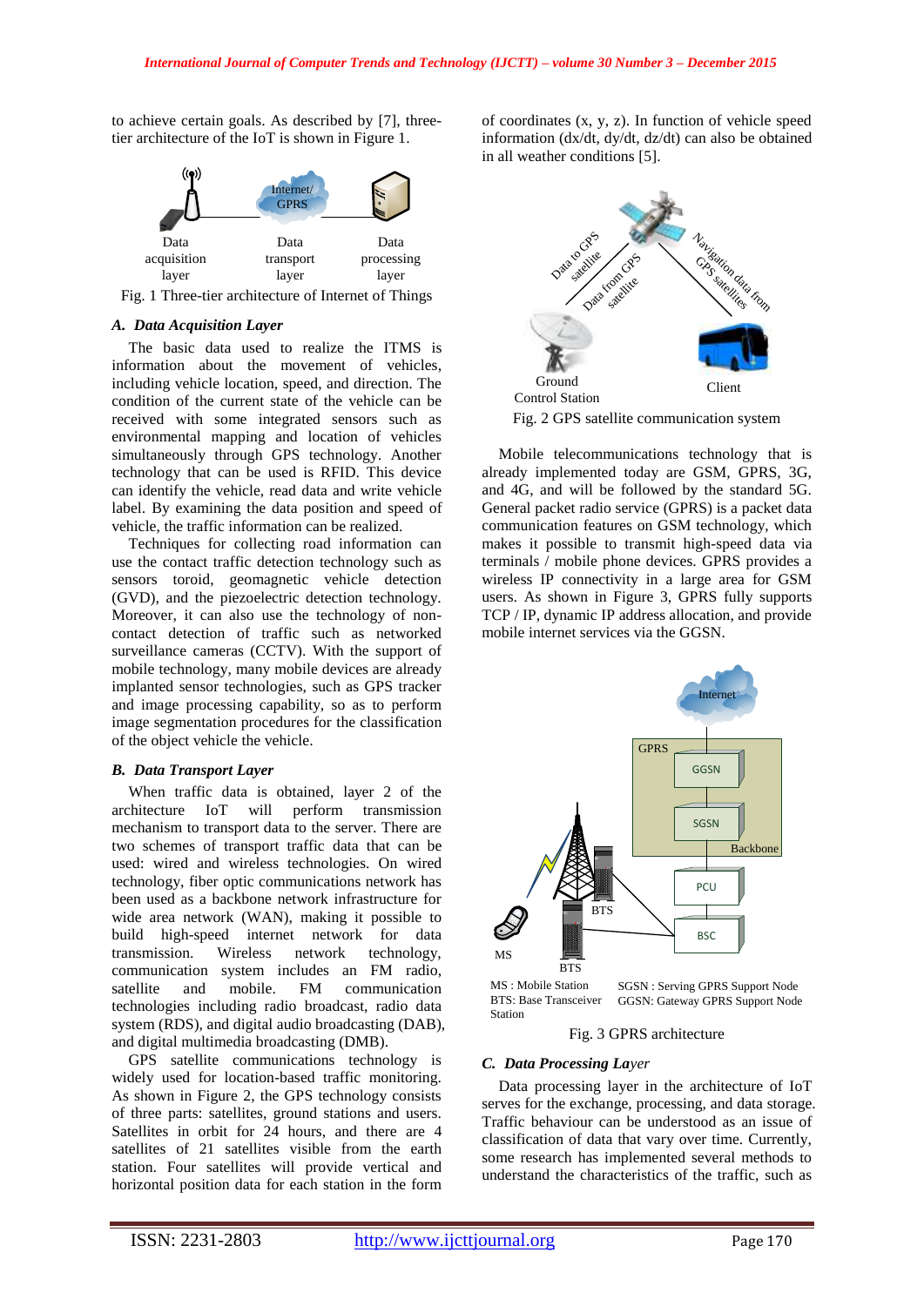to achieve certain goals. As described by [7], three-tier architecture of the IoT is shown in Figure 1.

Data acquisition layer — Data transport layer — Data processing layer

Fig. 1 Three-tier architecture of Internet of Things

### *A. Data Acquisition Layer*

The basic data used to realize the ITMS is information about the movement of vehicles, including vehicle location, speed, and direction. The condition of the current state of the vehicle can be received with some integrated sensors such as environmental mapping and location of vehicles simultaneously through GPS technology. Another technology that can be used is RFID. This device can identify the vehicle, read data and write vehicle label. By examining the data position and speed of vehicle, the traffic information can be realized.

Techniques for collecting road information can use the contact traffic detection technology such as sensors toroid, geomagnetic vehicle detection (GVD), and the piezoelectric detection technology. Moreover, it can also use the technology of non-contact detection of traffic such as networked surveillance cameras (CCTV). With the support of mobile technology, many mobile devices are already implanted sensor technologies, such as GPS tracker and image processing capability, so as to perform image segmentation procedures for the classification of the object vehicle the vehicle.

### *B. Data Transport Layer*

When traffic data is obtained, layer 2 of the architecture IoT will perform transmission mechanism to transport data to the server. There are two schemes of transport traffic data that can be used: wired and wireless technologies. On wired technology, fiber optic communications network has been used as a backbone network infrastructure for wide area network (WAN), making it possible to build high-speed internet network for data transmission. Wireless network technology, communication system includes an FM radio, satellite and mobile. FM communication technologies including radio broadcast, radio data system (RDS), and digital audio broadcasting (DAB), and digital multimedia broadcasting (DMB).

GPS satellite communications technology is widely used for location-based traffic monitoring. As shown in Figure 2, the GPS technology consists of three parts: satellites, ground stations and users. Satellites in orbit for 24 hours, and there are 4 satellites of 21 satellites visible from the earth station. Four satellites will provide vertical and horizontal position data for each station in the form of coordinates (x, y, z). In function of vehicle speed information (dx/dt, dy/dt, dz/dt) can also be obtained in all weather conditions [5].

Fig. 2 GPS satellite communication system

Mobile telecommunications technology that is already implemented today are GSM, GPRS, 3G, and 4G, and will be followed by the standard 5G. General packet radio service (GPRS) is a packet data communication features on GSM technology, which makes it possible to transmit high-speed data via terminals / mobile phone devices. GPRS provides a wireless IP connectivity in a large area for GSM users. As shown in Figure 3, GPRS fully supports TCP / IP, dynamic IP address allocation, and provide mobile internet services via the GGSN.

MS : Mobile Station
BTS: Base Transceiver Station
SGSN : Serving GPRS Support Node
GGSN: Gateway GPRS Support Node

Fig. 3 GPRS architecture

### *C. Data Processing Layer*

Data processing layer in the architecture of IoT serves for the exchange, processing, and data storage. Traffic behaviour can be understood as an issue of classification of data that vary over time. Currently, some research has implemented several methods to understand the characteristics of the traffic, such as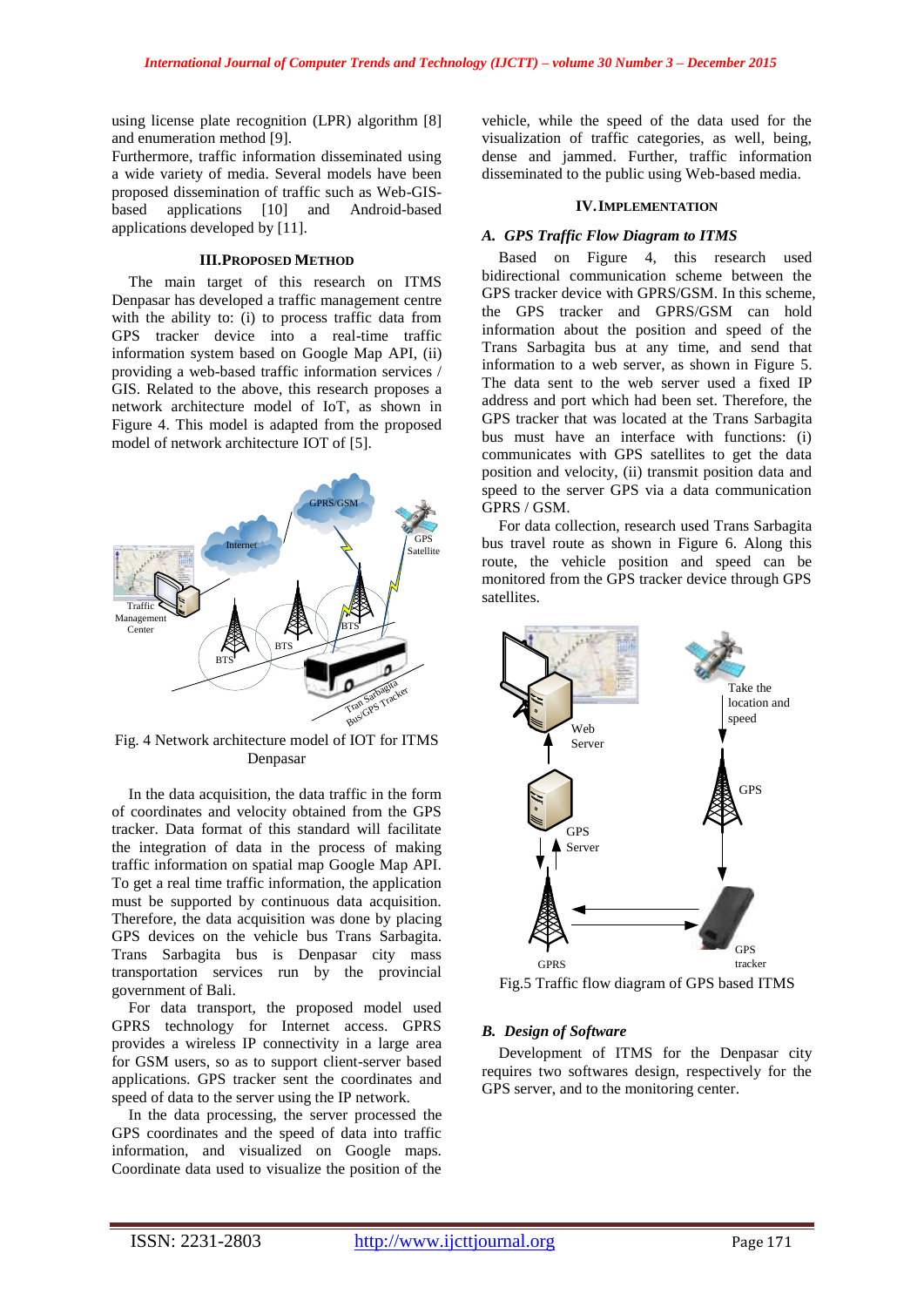using license plate recognition (LPR) algorithm [8] and enumeration method [9].

Furthermore, traffic information disseminated using a wide variety of media. Several models have been proposed dissemination of traffic such as Web-GIS-based applications [10] and Android-based applications developed by [11].

## III. PROPOSED METHOD

The main target of this research on ITMS Denpasar has developed a traffic management centre with the ability to: (i) to process traffic data from GPS tracker device into a real-time traffic information system based on Google Map API, (ii) providing a web-based traffic information services / GIS. Related to the above, this research proposes a network architecture model of IoT, as shown in Figure 4. This model is adapted from the proposed model of network architecture IOT of [5].

Fig. 4 Network architecture model of IOT for ITMS Denpasar

In the data acquisition, the data traffic in the form of coordinates and velocity obtained from the GPS tracker. Data format of this standard will facilitate the integration of data in the process of making traffic information on spatial map Google Map API. To get a real time traffic information, the application must be supported by continuous data acquisition. Therefore, the data acquisition was done by placing GPS devices on the vehicle bus Trans Sarbagita. Trans Sarbagita bus is Denpasar city mass transportation services run by the provincial government of Bali.

For data transport, the proposed model used GPRS technology for Internet access. GPRS provides a wireless IP connectivity in a large area for GSM users, so as to support client-server based applications. GPS tracker sent the coordinates and speed of data to the server using the IP network.

In the data processing, the server processed the GPS coordinates and the speed of data into traffic information, and visualized on Google maps. Coordinate data used to visualize the position of the vehicle, while the speed of the data used for the visualization of traffic categories, as well, being, dense and jammed. Further, traffic information disseminated to the public using Web-based media.

## IV. IMPLEMENTATION

### A. GPS Traffic Flow Diagram to ITMS

Based on Figure 4, this research used bidirectional communication scheme between the GPS tracker device with GPRS/GSM. In this scheme, the GPS tracker and GPRS/GSM can hold information about the position and speed of the Trans Sarbagita bus at any time, and send that information to a web server, as shown in Figure 5. The data sent to the web server used a fixed IP address and port which had been set. Therefore, the GPS tracker that was located at the Trans Sarbagita bus must have an interface with functions: (i) communicates with GPS satellites to get the data position and velocity, (ii) transmit position data and speed to the server GPS via a data communication GPRS / GSM.

For data collection, research used Trans Sarbagita bus travel route as shown in Figure 6. Along this route, the vehicle position and speed can be monitored from the GPS tracker device through GPS satellites.

Fig.5 Traffic flow diagram of GPS based ITMS

### B. Design of Software

Development of ITMS for the Denpasar city requires two softwares design, respectively for the GPS server, and to the monitoring center.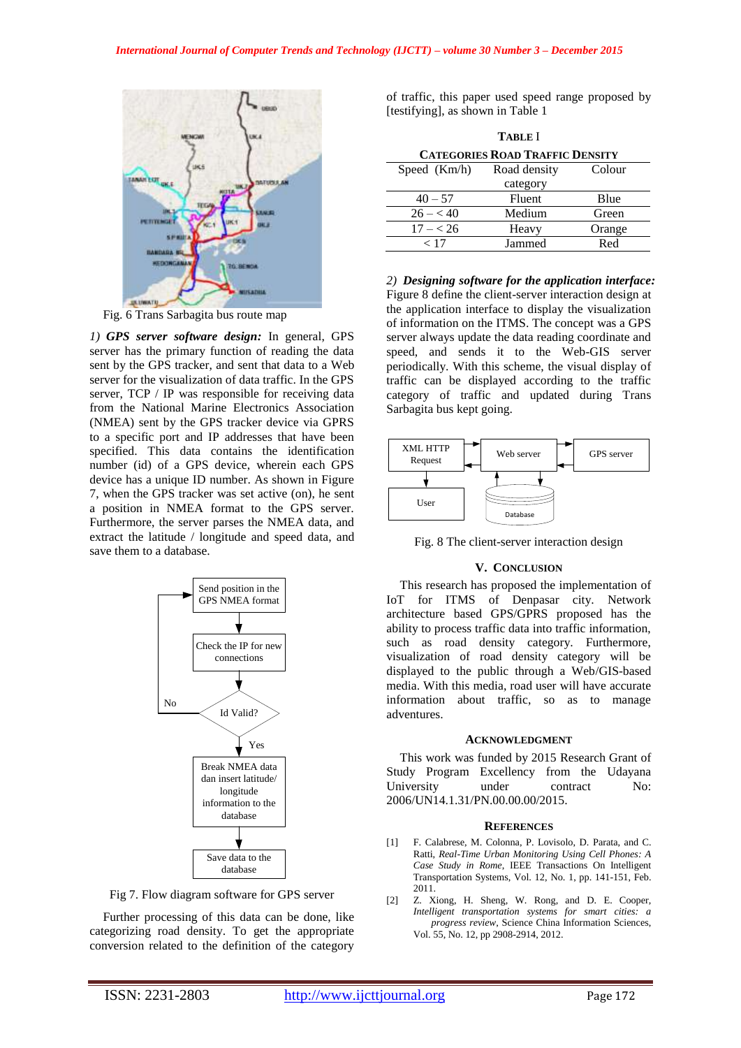Fig. 6 Trans Sarbagita bus route map

*1) **GPS server software design:*** In general, GPS server has the primary function of reading the data sent by the GPS tracker, and sent that data to a Web server for the visualization of data traffic. In the GPS server, TCP / IP was responsible for receiving data from the National Marine Electronics Association (NMEA) sent by the GPS tracker device via GPRS to a specific port and IP addresses that have been specified. This data contains the identification number (id) of a GPS device, wherein each GPS device has a unique ID number. As shown in Figure 7, when the GPS tracker was set active (on), he sent a position in NMEA format to the GPS server. Furthermore, the server parses the NMEA data, and extract the latitude / longitude and speed data, and save them to a database.

Fig 7. Flow diagram software for GPS server

Further processing of this data can be done, like categorizing road density. To get the appropriate conversion related to the definition of the category of traffic, this paper used speed range proposed by [testifying], as shown in Table 1

TABLE I
CATEGORIES ROAD TRAFFIC DENSITY

| Speed (Km/h) | Road density category | Colour |
|---|---|---|
| 40 – 57 | Fluent | Blue |
| 26 – < 40 | Medium | Green |
| 17 – < 26 | Heavy | Orange |
| < 17 | Jammed | Red |

*2) **Designing software for the application interface:*** Figure 8 define the client-server interaction design at the application interface to display the visualization of information on the ITMS. The concept was a GPS server always update the data reading coordinate and speed, and sends it to the Web-GIS server periodically. With this scheme, the visual display of traffic can be displayed according to the traffic category of traffic and updated during Trans Sarbagita bus kept going.

Fig. 8 The client-server interaction design

## V. CONCLUSION

This research has proposed the implementation of IoT for ITMS of Denpasar city. Network architecture based GPS/GPRS proposed has the ability to process traffic data into traffic information, such as road density category. Furthermore, visualization of road density category will be displayed to the public through a Web/GIS-based media. With this media, road user will have accurate information about traffic, so as to manage adventures.

## ACKNOWLEDGMENT

This work was funded by 2015 Research Grant of Study Program Excellency from the Udayana University under contract No: 2006/UN14.1.31/PN.00.00.00/2015.

## REFERENCES

[1] F. Calabrese, M. Colonna, P. Lovisolo, D. Parata, and C. Ratti, *Real-Time Urban Monitoring Using Cell Phones: A Case Study in Rome*, IEEE Transactions On Intelligent Transportation Systems, Vol. 12, No. 1, pp. 141-151, Feb. 2011.

[2] Z. Xiong, H. Sheng, W. Rong, and D. E. Cooper, *Intelligent transportation systems for smart cities: a progress review*, Science China Information Sciences, Vol. 55, No. 12, pp 2908-2914, 2012.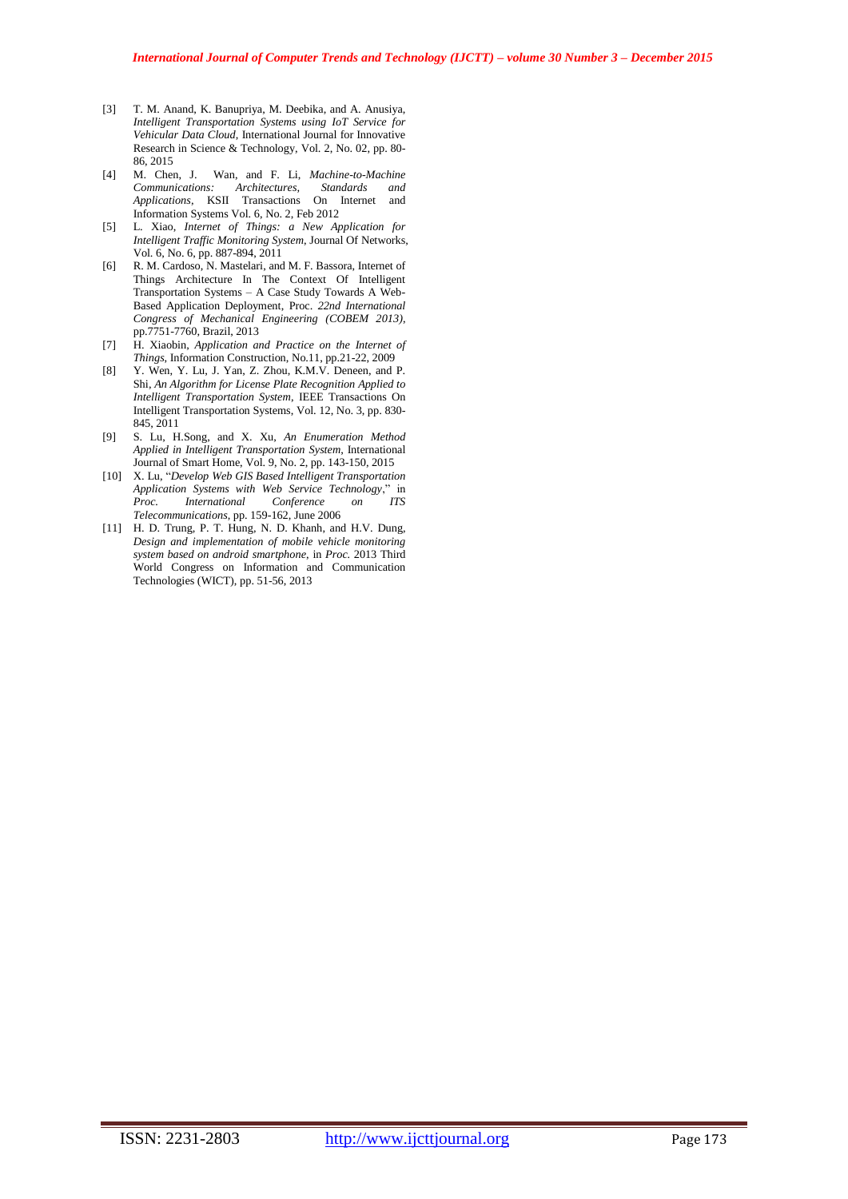[3] T. M. Anand, K. Banupriya, M. Deebika, and A. Anusiya, *Intelligent Transportation Systems using IoT Service for Vehicular Data Cloud*, International Journal for Innovative Research in Science & Technology, Vol. 2, No. 02, pp. 80-86, 2015

[4] M. Chen, J. Wan, and F. Li, *Machine-to-Machine Communications: Architectures, Standards and Applications*, KSII Transactions On Internet and Information Systems Vol. 6, No. 2, Feb 2012

[5] L. Xiao, *Internet of Things: a New Application for Intelligent Traffic Monitoring System*, Journal Of Networks, Vol. 6, No. 6, pp. 887-894, 2011

[6] R. M. Cardoso, N. Mastelari, and M. F. Bassora, Internet of Things Architecture In The Context Of Intelligent Transportation Systems – A Case Study Towards A Web-Based Application Deployment, Proc. *22nd International Congress of Mechanical Engineering (COBEM 2013)*, pp.7751-7760, Brazil, 2013

[7] H. Xiaobin, *Application and Practice on the Internet of Things*, Information Construction, No.11, pp.21-22, 2009

[8] Y. Wen, Y. Lu, J. Yan, Z. Zhou, K.M.V. Deneen, and P. Shi, *An Algorithm for License Plate Recognition Applied to Intelligent Transportation System*, IEEE Transactions On Intelligent Transportation Systems, Vol. 12, No. 3, pp. 830-845, 2011

[9] S. Lu, H.Song, and X. Xu, *An Enumeration Method Applied in Intelligent Transportation System*, International Journal of Smart Home, Vol. 9, No. 2, pp. 143-150, 2015

[10] X. Lu, "*Develop Web GIS Based Intelligent Transportation Application Systems with Web Service Technology*," in *Proc. International Conference on ITS Telecommunications*, pp. 159-162, June 2006

[11] H. D. Trung, P. T. Hung, N. D. Khanh, and H.V. Dung, *Design and implementation of mobile vehicle monitoring system based on android smartphone*, in *Proc.* 2013 Third World Congress on Information and Communication Technologies (WICT), pp. 51-56, 2013